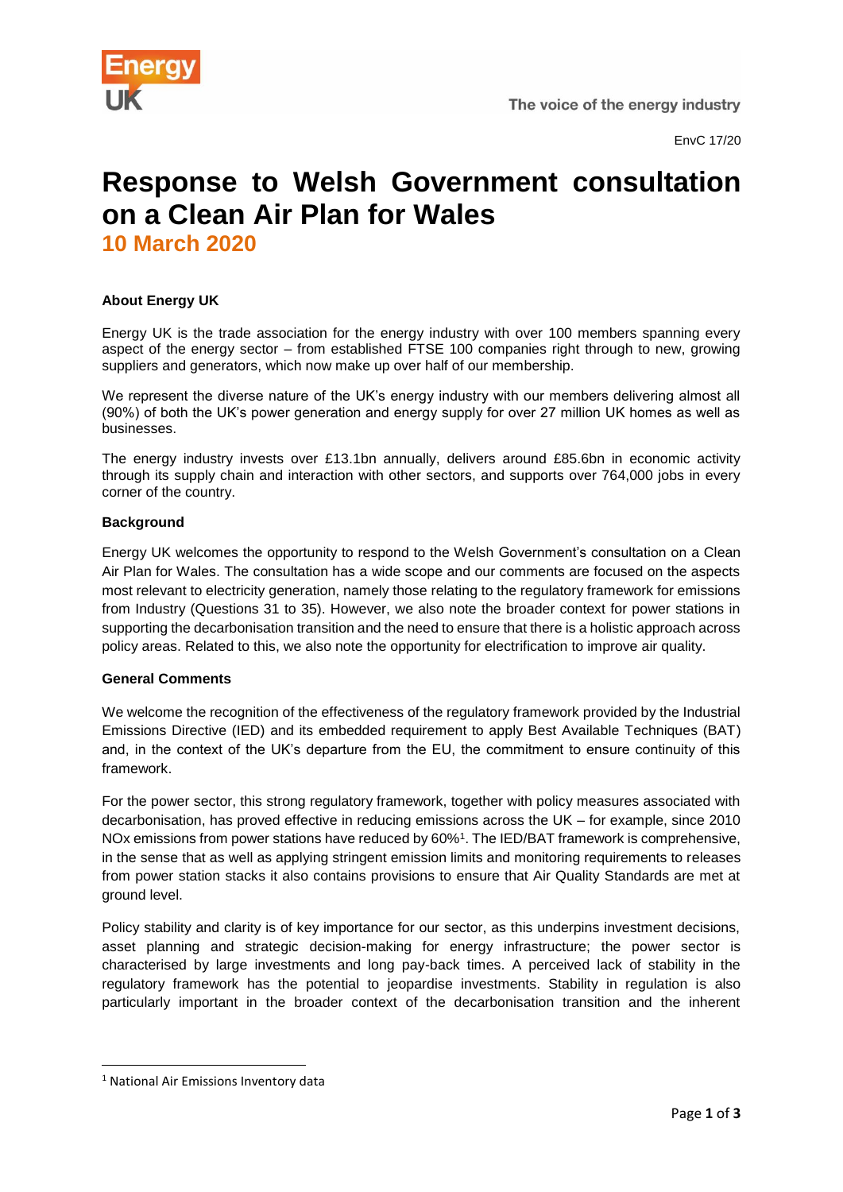EnvC 17/20

# Response to Welsh Government consultation on a Clean Air Plan for Wales

## 10 March 2020

**About Energy UK**

Energy UK is the trade association for the energy industry with over 100 members spanning every aspect of the energy sector – from established FTSE 100 companies right through to new, growing suppliers and generators, which now make up over half of our membership.

We represent the diverse nature of the UK's energy industry with our members delivering almost all (90%) of both the UK's power generation and energy supply for over 27 million UK homes as well as businesses.

The energy industry invests over £13.1bn annually, delivers around £85.6bn in economic activity through its supply chain and interaction with other sectors, and supports over 764,000 jobs in every corner of the country.

**Background**

Energy UK welcomes the opportunity to respond to the Welsh Government's consultation on a Clean Air Plan for Wales. The consultation has a wide scope and our comments are focused on the aspects most relevant to electricity generation, namely those relating to the regulatory framework for emissions from Industry (Questions 31 to 35). However, we also note the broader context for power stations in supporting the decarbonisation transition and the need to ensure that there is a holistic approach across policy areas. Related to this, we also note the opportunity for electrification to improve air quality.

**General Comments**

We welcome the recognition of the effectiveness of the regulatory framework provided by the Industrial Emissions Directive (IED) and its embedded requirement to apply Best Available Techniques (BAT) and, in the context of the UK's departure from the EU, the commitment to ensure continuity of this framework.

For the power sector, this strong regulatory framework, together with policy measures associated with decarbonisation, has proved effective in reducing emissions across the UK – for example, since 2010 NOx emissions from power stations have reduced by 60%[1]. The IED/BAT framework is comprehensive, in the sense that as well as applying stringent emission limits and monitoring requirements to releases from power station stacks it also contains provisions to ensure that Air Quality Standards are met at ground level.

Policy stability and clarity is of key importance for our sector, as this underpins investment decisions, asset planning and strategic decision-making for energy infrastructure; the power sector is characterised by large investments and long pay-back times. A perceived lack of stability in the regulatory framework has the potential to jeopardise investments. Stability in regulation is also particularly important in the broader context of the decarbonisation transition and the inherent

[1] National Air Emissions Inventory data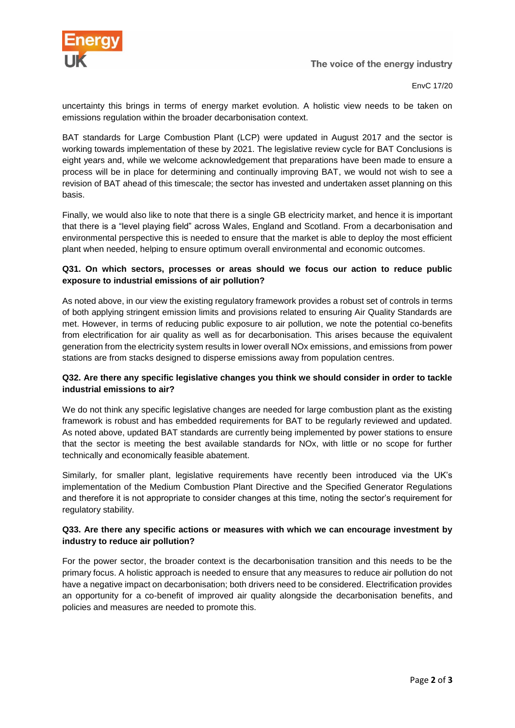uncertainty this brings in terms of energy market evolution. A holistic view needs to be taken on emissions regulation within the broader decarbonisation context.

BAT standards for Large Combustion Plant (LCP) were updated in August 2017 and the sector is working towards implementation of these by 2021. The legislative review cycle for BAT Conclusions is eight years and, while we welcome acknowledgement that preparations have been made to ensure a process will be in place for determining and continually improving BAT, we would not wish to see a revision of BAT ahead of this timescale; the sector has invested and undertaken asset planning on this basis.

Finally, we would also like to note that there is a single GB electricity market, and hence it is important that there is a "level playing field" across Wales, England and Scotland. From a decarbonisation and environmental perspective this is needed to ensure that the market is able to deploy the most efficient plant when needed, helping to ensure optimum overall environmental and economic outcomes.

**Q31. On which sectors, processes or areas should we focus our action to reduce public exposure to industrial emissions of air pollution?**

As noted above, in our view the existing regulatory framework provides a robust set of controls in terms of both applying stringent emission limits and provisions related to ensuring Air Quality Standards are met. However, in terms of reducing public exposure to air pollution, we note the potential co-benefits from electrification for air quality as well as for decarbonisation. This arises because the equivalent generation from the electricity system results in lower overall NOx emissions, and emissions from power stations are from stacks designed to disperse emissions away from population centres.

**Q32. Are there any specific legislative changes you think we should consider in order to tackle industrial emissions to air?**

We do not think any specific legislative changes are needed for large combustion plant as the existing framework is robust and has embedded requirements for BAT to be regularly reviewed and updated. As noted above, updated BAT standards are currently being implemented by power stations to ensure that the sector is meeting the best available standards for NOx, with little or no scope for further technically and economically feasible abatement.

Similarly, for smaller plant, legislative requirements have recently been introduced via the UK's implementation of the Medium Combustion Plant Directive and the Specified Generator Regulations and therefore it is not appropriate to consider changes at this time, noting the sector's requirement for regulatory stability.

**Q33. Are there any specific actions or measures with which we can encourage investment by industry to reduce air pollution?**

For the power sector, the broader context is the decarbonisation transition and this needs to be the primary focus. A holistic approach is needed to ensure that any measures to reduce air pollution do not have a negative impact on decarbonisation; both drivers need to be considered. Electrification provides an opportunity for a co-benefit of improved air quality alongside the decarbonisation benefits, and policies and measures are needed to promote this.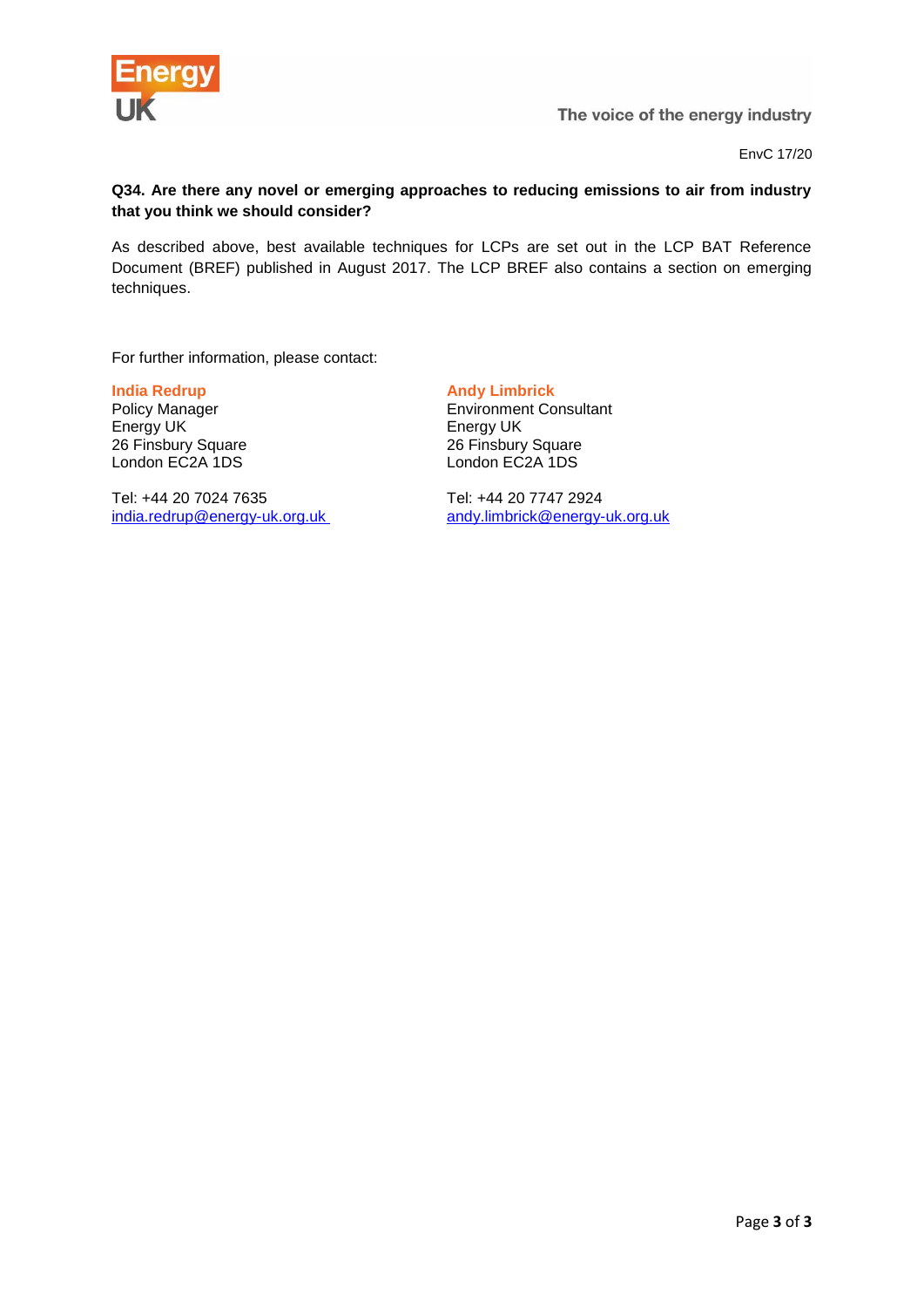EnvC 17/20

**Q34. Are there any novel or emerging approaches to reducing emissions to air from industry that you think we should consider?**

As described above, best available techniques for LCPs are set out in the LCP BAT Reference Document (BREF) published in August 2017. The LCP BREF also contains a section on emerging techniques.

For further information, please contact:

**India Redrup**
Policy Manager
Energy UK
26 Finsbury Square
London EC2A 1DS

Tel: +44 20 7024 7635
india.redrup@energy-uk.org.uk

**Andy Limbrick**
Environment Consultant
Energy UK
26 Finsbury Square
London EC2A 1DS

Tel: +44 20 7747 2924
andy.limbrick@energy-uk.org.uk